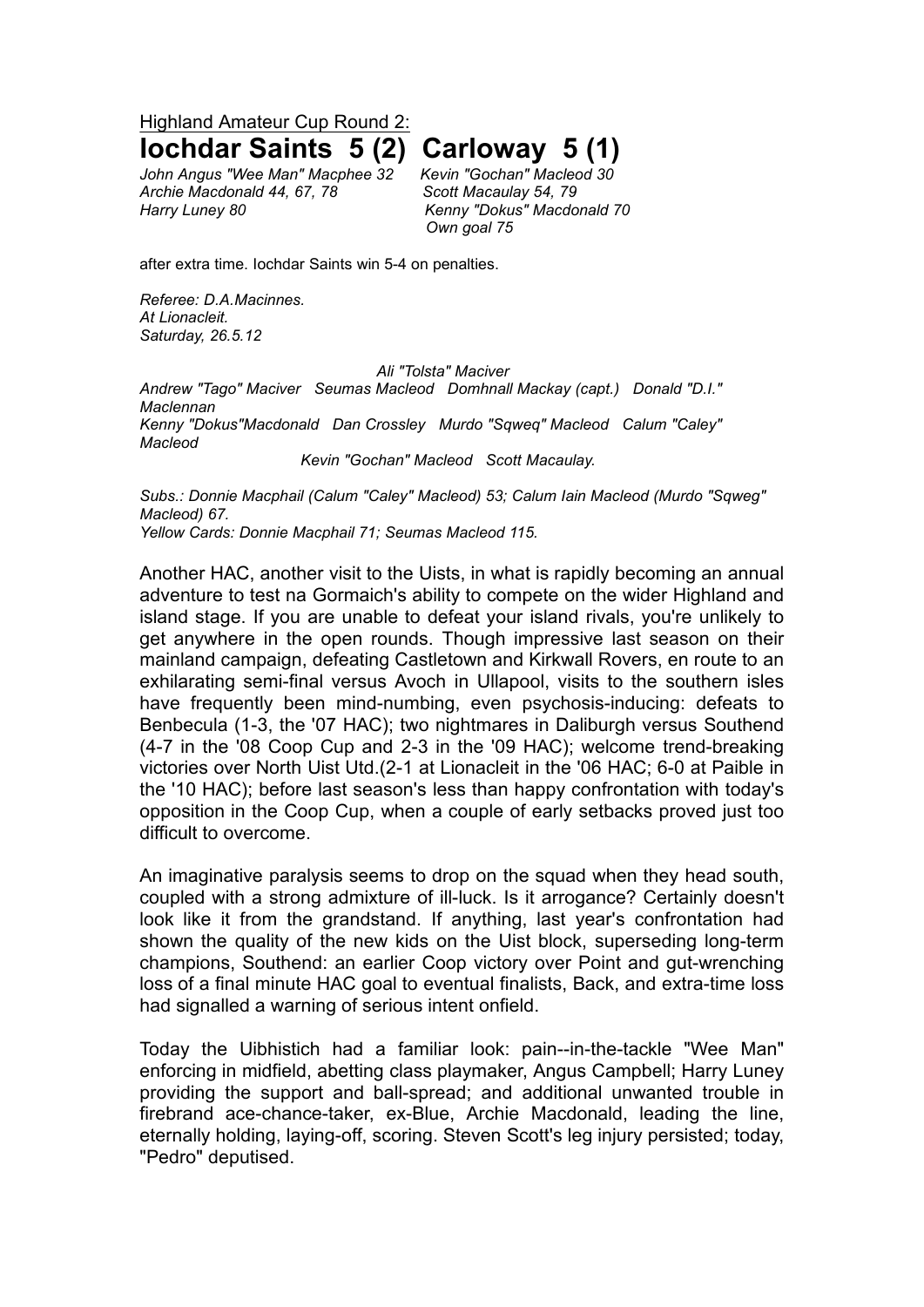Highland Amateur Cup Round 2:

# Iochdar Saints 5 (2) Carloway 5 (1)

*John Angus "Wee Man" Macphee 32*
*Archie Macdonald 44, 67, 78*
*Harry Luney 80*

*Kevin "Gochan" Macleod 30*
*Scott Macaulay 54, 79*
*Kenny "Dokus" Macdonald 70*
*Own goal 75*

after extra time. Iochdar Saints win 5-4 on penalties.

*Referee: D.A.Macinnes.*
*At Lionacleit.*
*Saturday, 26.5.12*

*Ali "Tolsta" Maciver*
*Andrew "Tago" Maciver Seumas Macleod Domhnall Mackay (capt.) Donald "D.I." Maclennan*
*Kenny "Dokus"Macdonald Dan Crossley Murdo "Sqweq" Macleod Calum "Caley" Macleod*
*Kevin "Gochan" Macleod Scott Macaulay.*

*Subs.: Donnie Macphail (Calum "Caley" Macleod) 53; Calum Iain Macleod (Murdo "Sqweg" Macleod) 67.*
*Yellow Cards: Donnie Macphail 71; Seumas Macleod 115.*

Another HAC, another visit to the Uists, in what is rapidly becoming an annual adventure to test na Gormaich's ability to compete on the wider Highland and island stage. If you are unable to defeat your island rivals, you're unlikely to get anywhere in the open rounds. Though impressive last season on their mainland campaign, defeating Castletown and Kirkwall Rovers, en route to an exhilarating semi-final versus Avoch in Ullapool, visits to the southern isles have frequently been mind-numbing, even psychosis-inducing: defeats to Benbecula (1-3, the '07 HAC); two nightmares in Daliburgh versus Southend (4-7 in the '08 Coop Cup and 2-3 in the '09 HAC); welcome trend-breaking victories over North Uist Utd.(2-1 at Lionacleit in the '06 HAC; 6-0 at Paible in the '10 HAC); before last season's less than happy confrontation with today's opposition in the Coop Cup, when a couple of early setbacks proved just too difficult to overcome.

An imaginative paralysis seems to drop on the squad when they head south, coupled with a strong admixture of ill-luck. Is it arrogance? Certainly doesn't look like it from the grandstand. If anything, last year's confrontation had shown the quality of the new kids on the Uist block, superseding long-term champions, Southend: an earlier Coop victory over Point and gut-wrenching loss of a final minute HAC goal to eventual finalists, Back, and extra-time loss had signalled a warning of serious intent onfield.

Today the Uibhistich had a familiar look: pain--in-the-tackle "Wee Man" enforcing in midfield, abetting class playmaker, Angus Campbell; Harry Luney providing the support and ball-spread; and additional unwanted trouble in firebrand ace-chance-taker, ex-Blue, Archie Macdonald, leading the line, eternally holding, laying-off, scoring. Steven Scott's leg injury persisted; today, "Pedro" deputised.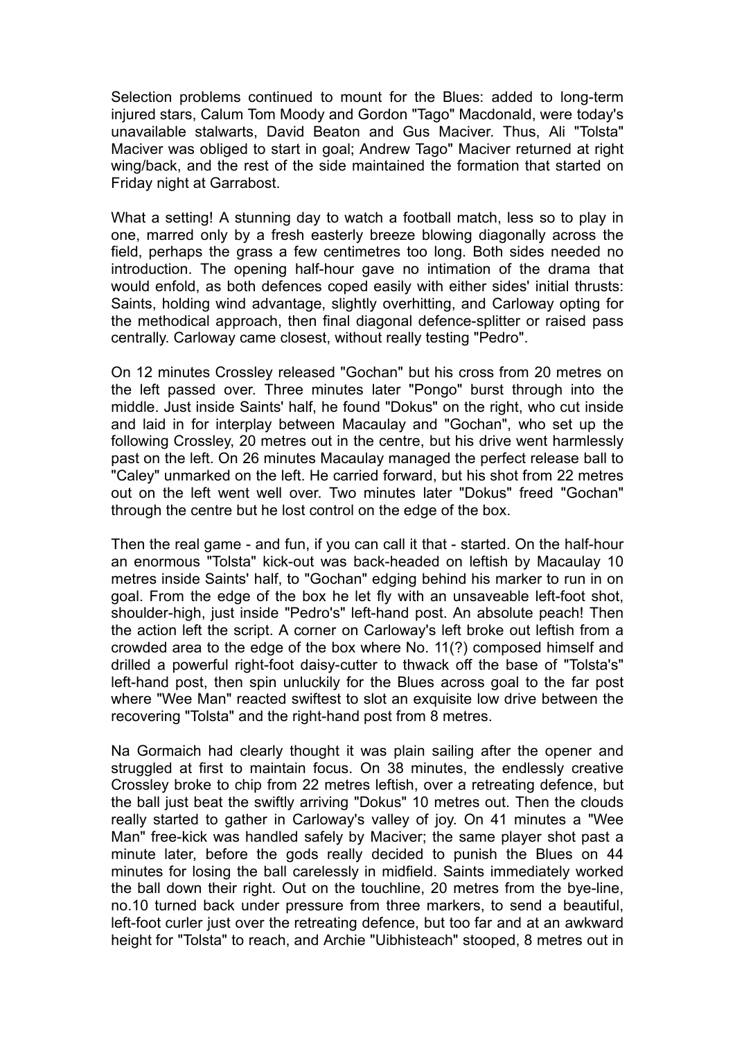Selection problems continued to mount for the Blues: added to long-term injured stars, Calum Tom Moody and Gordon "Tago" Macdonald, were today's unavailable stalwarts, David Beaton and Gus Maciver. Thus, Ali "Tolsta" Maciver was obliged to start in goal; Andrew Tago" Maciver returned at right wing/back, and the rest of the side maintained the formation that started on Friday night at Garrabost.

What a setting! A stunning day to watch a football match, less so to play in one, marred only by a fresh easterly breeze blowing diagonally across the field, perhaps the grass a few centimetres too long. Both sides needed no introduction. The opening half-hour gave no intimation of the drama that would enfold, as both defences coped easily with either sides' initial thrusts: Saints, holding wind advantage, slightly overhitting, and Carloway opting for the methodical approach, then final diagonal defence-splitter or raised pass centrally. Carloway came closest, without really testing "Pedro".

On 12 minutes Crossley released "Gochan" but his cross from 20 metres on the left passed over. Three minutes later "Pongo" burst through into the middle. Just inside Saints' half, he found "Dokus" on the right, who cut inside and laid in for interplay between Macaulay and "Gochan", who set up the following Crossley, 20 metres out in the centre, but his drive went harmlessly past on the left. On 26 minutes Macaulay managed the perfect release ball to "Caley" unmarked on the left. He carried forward, but his shot from 22 metres out on the left went well over. Two minutes later "Dokus" freed "Gochan" through the centre but he lost control on the edge of the box.

Then the real game - and fun, if you can call it that - started. On the half-hour an enormous "Tolsta" kick-out was back-headed on leftish by Macaulay 10 metres inside Saints' half, to "Gochan" edging behind his marker to run in on goal. From the edge of the box he let fly with an unsaveable left-foot shot, shoulder-high, just inside "Pedro's" left-hand post. An absolute peach! Then the action left the script. A corner on Carloway's left broke out leftish from a crowded area to the edge of the box where No. 11(?) composed himself and drilled a powerful right-foot daisy-cutter to thwack off the base of "Tolsta's" left-hand post, then spin unluckily for the Blues across goal to the far post where "Wee Man" reacted swiftest to slot an exquisite low drive between the recovering "Tolsta" and the right-hand post from 8 metres.

Na Gormaich had clearly thought it was plain sailing after the opener and struggled at first to maintain focus. On 38 minutes, the endlessly creative Crossley broke to chip from 22 metres leftish, over a retreating defence, but the ball just beat the swiftly arriving "Dokus" 10 metres out. Then the clouds really started to gather in Carloway's valley of joy. On 41 minutes a "Wee Man" free-kick was handled safely by Maciver; the same player shot past a minute later, before the gods really decided to punish the Blues on 44 minutes for losing the ball carelessly in midfield. Saints immediately worked the ball down their right. Out on the touchline, 20 metres from the bye-line, no.10 turned back under pressure from three markers, to send a beautiful, left-foot curler just over the retreating defence, but too far and at an awkward height for "Tolsta" to reach, and Archie "Uibhisteach" stooped, 8 metres out in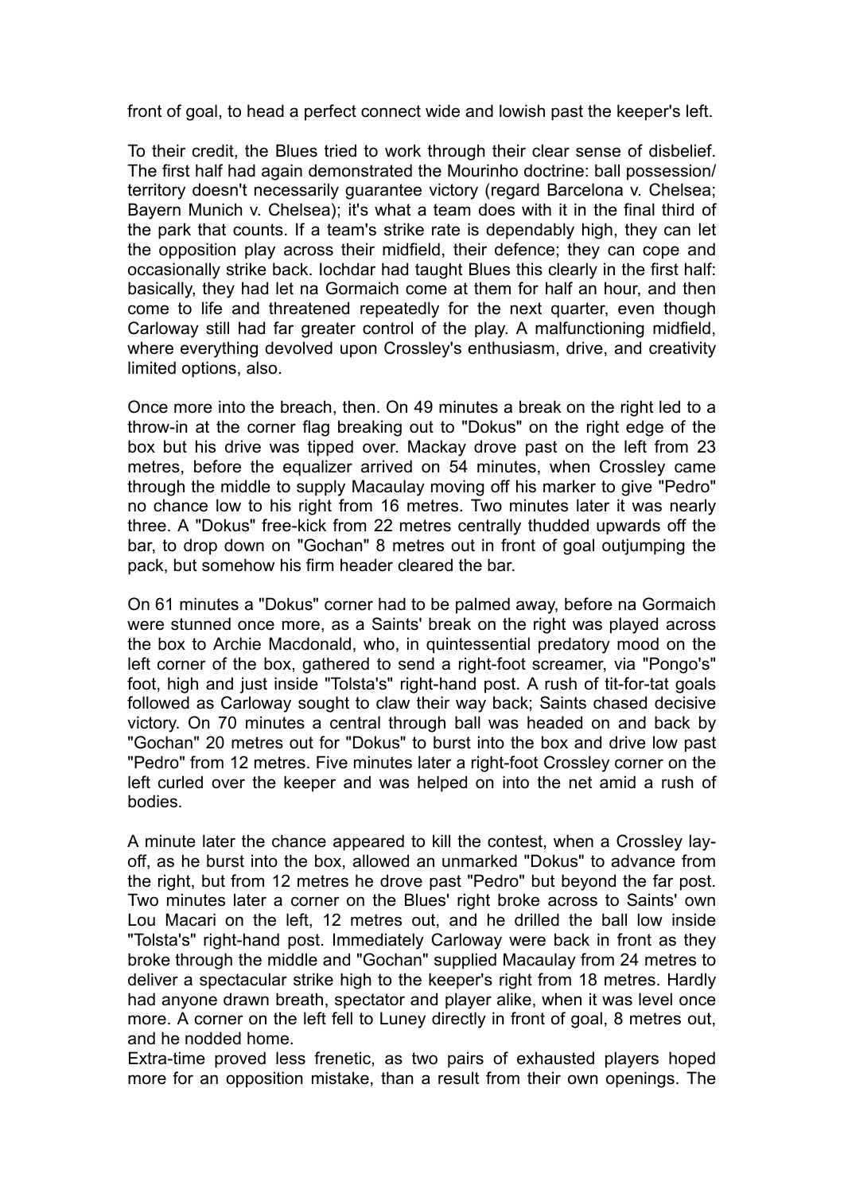front of goal, to head a perfect connect wide and lowish past the keeper's left.

To their credit, the Blues tried to work through their clear sense of disbelief. The first half had again demonstrated the Mourinho doctrine: ball possession/ territory doesn't necessarily guarantee victory (regard Barcelona v. Chelsea; Bayern Munich v. Chelsea); it's what a team does with it in the final third of the park that counts. If a team's strike rate is dependably high, they can let the opposition play across their midfield, their defence; they can cope and occasionally strike back. Iochdar had taught Blues this clearly in the first half: basically, they had let na Gormaich come at them for half an hour, and then come to life and threatened repeatedly for the next quarter, even though Carloway still had far greater control of the play. A malfunctioning midfield, where everything devolved upon Crossley's enthusiasm, drive, and creativity limited options, also.

Once more into the breach, then. On 49 minutes a break on the right led to a throw-in at the corner flag breaking out to "Dokus" on the right edge of the box but his drive was tipped over. Mackay drove past on the left from 23 metres, before the equalizer arrived on 54 minutes, when Crossley came through the middle to supply Macaulay moving off his marker to give "Pedro" no chance low to his right from 16 metres. Two minutes later it was nearly three. A "Dokus" free-kick from 22 metres centrally thudded upwards off the bar, to drop down on "Gochan" 8 metres out in front of goal outjumping the pack, but somehow his firm header cleared the bar.

On 61 minutes a "Dokus" corner had to be palmed away, before na Gormaich were stunned once more, as a Saints' break on the right was played across the box to Archie Macdonald, who, in quintessential predatory mood on the left corner of the box, gathered to send a right-foot screamer, via "Pongo's" foot, high and just inside "Tolsta's" right-hand post. A rush of tit-for-tat goals followed as Carloway sought to claw their way back; Saints chased decisive victory. On 70 minutes a central through ball was headed on and back by "Gochan" 20 metres out for "Dokus" to burst into the box and drive low past "Pedro" from 12 metres. Five minutes later a right-foot Crossley corner on the left curled over the keeper and was helped on into the net amid a rush of bodies.

A minute later the chance appeared to kill the contest, when a Crossley lay-off, as he burst into the box, allowed an unmarked "Dokus" to advance from the right, but from 12 metres he drove past "Pedro" but beyond the far post. Two minutes later a corner on the Blues' right broke across to Saints' own Lou Macari on the left, 12 metres out, and he drilled the ball low inside "Tolsta's" right-hand post. Immediately Carloway were back in front as they broke through the middle and "Gochan" supplied Macaulay from 24 metres to deliver a spectacular strike high to the keeper's right from 18 metres. Hardly had anyone drawn breath, spectator and player alike, when it was level once more. A corner on the left fell to Luney directly in front of goal, 8 metres out, and he nodded home.

Extra-time proved less frenetic, as two pairs of exhausted players hoped more for an opposition mistake, than a result from their own openings. The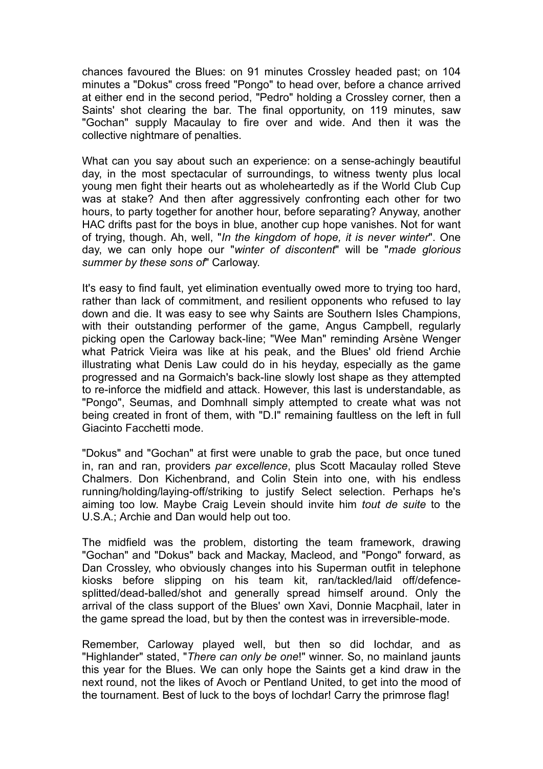chances favoured the Blues: on 91 minutes Crossley headed past; on 104 minutes a "Dokus" cross freed "Pongo" to head over, before a chance arrived at either end in the second period, "Pedro" holding a Crossley corner, then a Saints' shot clearing the bar. The final opportunity, on 119 minutes, saw "Gochan" supply Macaulay to fire over and wide. And then it was the collective nightmare of penalties.

What can you say about such an experience: on a sense-achingly beautiful day, in the most spectacular of surroundings, to witness twenty plus local young men fight their hearts out as wholeheartedly as if the World Club Cup was at stake? And then after aggressively confronting each other for two hours, to party together for another hour, before separating? Anyway, another HAC drifts past for the boys in blue, another cup hope vanishes. Not for want of trying, though. Ah, well, "*In the kingdom of hope, it is never winter*". One day, we can only hope our "*winter of discontent*" will be "*made glorious summer by these sons of*" Carloway.

It's easy to find fault, yet elimination eventually owed more to trying too hard, rather than lack of commitment, and resilient opponents who refused to lay down and die. It was easy to see why Saints are Southern Isles Champions, with their outstanding performer of the game, Angus Campbell, regularly picking open the Carloway back-line; "Wee Man" reminding Arsène Wenger what Patrick Vieira was like at his peak, and the Blues' old friend Archie illustrating what Denis Law could do in his heyday, especially as the game progressed and na Gormaich's back-line slowly lost shape as they attempted to re-inforce the midfield and attack. However, this last is understandable, as "Pongo", Seumas, and Domhnall simply attempted to create what was not being created in front of them, with "D.I" remaining faultless on the left in full Giacinto Facchetti mode.

"Dokus" and "Gochan" at first were unable to grab the pace, but once tuned in, ran and ran, providers *par excellence*, plus Scott Macaulay rolled Steve Chalmers. Don Kichenbrand, and Colin Stein into one, with his endless running/holding/laying-off/striking to justify Select selection. Perhaps he's aiming too low. Maybe Craig Levein should invite him *tout de suite* to the U.S.A.; Archie and Dan would help out too.

The midfield was the problem, distorting the team framework, drawing "Gochan" and "Dokus" back and Mackay, Macleod, and "Pongo" forward, as Dan Crossley, who obviously changes into his Superman outfit in telephone kiosks before slipping on his team kit, ran/tackled/laid off/defence-splitted/dead-balled/shot and generally spread himself around. Only the arrival of the class support of the Blues' own Xavi, Donnie Macphail, later in the game spread the load, but by then the contest was in irreversible-mode.

Remember, Carloway played well, but then so did Iochdar, and as "Highlander" stated, "*There can only be one*!" winner. So, no mainland jaunts this year for the Blues. We can only hope the Saints get a kind draw in the next round, not the likes of Avoch or Pentland United, to get into the mood of the tournament. Best of luck to the boys of Iochdar! Carry the primrose flag!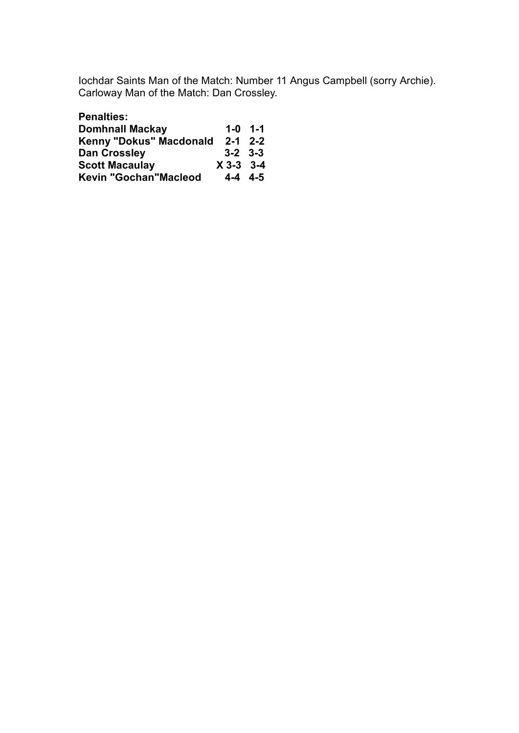Iochdar Saints Man of the Match: Number 11 Angus Campbell (sorry Archie).
Carloway Man of the Match: Dan Crossley.

**Penalties:**

| | | |
|---|---|---|
| **Domhnall Mackay** | **1-0** | **1-1** |
| **Kenny "Dokus" Macdonald** | **2-1** | **2-2** |
| **Dan Crossley** | **3-2** | **3-3** |
| **Scott Macaulay** | **X 3-3** | **3-4** |
| **Kevin "Gochan"Macleod** | **4-4** | **4-5** |